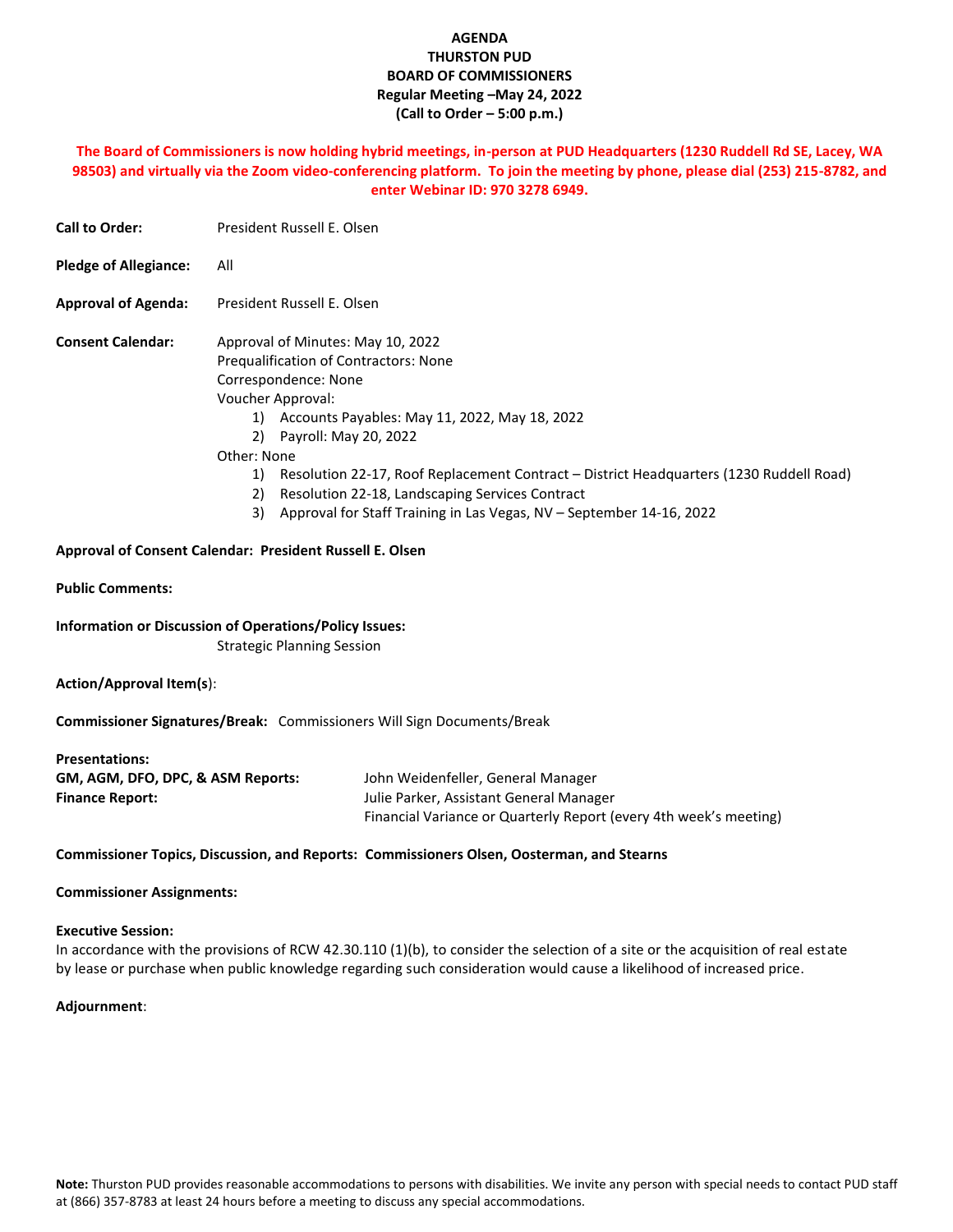# AGENDA
# THURSTON PUD
# BOARD OF COMMISSIONERS
## Regular Meeting –May 24, 2022
## (Call to Order – 5:00 p.m.)

**The Board of Commissioners is now holding hybrid meetings, in-person at PUD Headquarters (1230 Ruddell Rd SE, Lacey, WA 98503) and virtually via the Zoom video-conferencing platform. To join the meeting by phone, please dial (253) 215-8782, and enter Webinar ID: 970 3278 6949.**

**Call to Order:** President Russell E. Olsen

**Pledge of Allegiance:** All

**Approval of Agenda:** President Russell E. Olsen

**Consent Calendar:**

Approval of Minutes: May 10, 2022
Prequalification of Contractors: None
Correspondence: None
Voucher Approval:

1) Accounts Payables: May 11, 2022, May 18, 2022
2) Payroll: May 20, 2022

Other: None

1) Resolution 22-17, Roof Replacement Contract – District Headquarters (1230 Ruddell Road)
2) Resolution 22-18, Landscaping Services Contract
3) Approval for Staff Training in Las Vegas, NV – September 14-16, 2022

**Approval of Consent Calendar: President Russell E. Olsen**

**Public Comments:**

**Information or Discussion of Operations/Policy Issues:**

Strategic Planning Session

**Action/Approval Item(s**):

**Commissioner Signatures/Break:** Commissioners Will Sign Documents/Break

**Presentations:**

**GM, AGM, DFO, DPC, & ASM Reports:** John Weidenfeller, General Manager

**Finance Report:** Julie Parker, Assistant General Manager
Financial Variance or Quarterly Report (every 4th week's meeting)

**Commissioner Topics, Discussion, and Reports: Commissioners Olsen, Oosterman, and Stearns**

**Commissioner Assignments:**

**Executive Session:**

In accordance with the provisions of RCW 42.30.110 (1)(b), to consider the selection of a site or the acquisition of real estate by lease or purchase when public knowledge regarding such consideration would cause a likelihood of increased price.

**Adjournment**:

**Note:** Thurston PUD provides reasonable accommodations to persons with disabilities. We invite any person with special needs to contact PUD staff at (866) 357-8783 at least 24 hours before a meeting to discuss any special accommodations.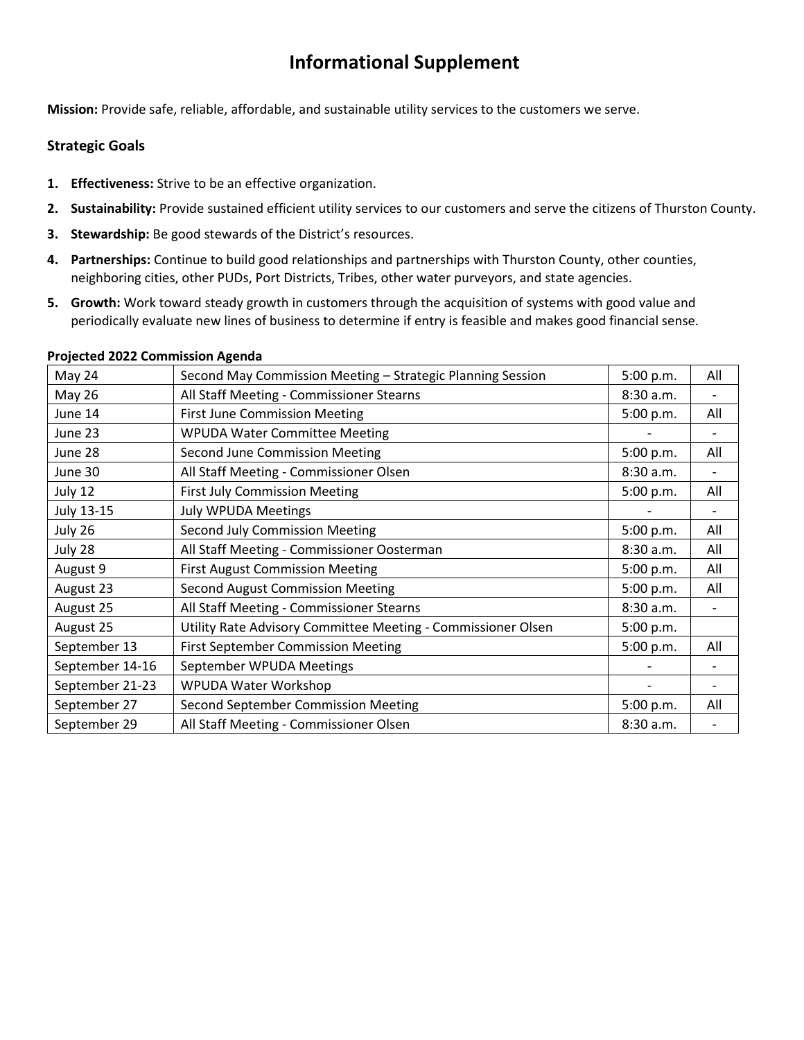# Informational Supplement

**Mission:** Provide safe, reliable, affordable, and sustainable utility services to the customers we serve.

## Strategic Goals

1. **Effectiveness:** Strive to be an effective organization.
2. **Sustainability:** Provide sustained efficient utility services to our customers and serve the citizens of Thurston County.
3. **Stewardship:** Be good stewards of the District's resources.
4. **Partnerships:** Continue to build good relationships and partnerships with Thurston County, other counties, neighboring cities, other PUDs, Port Districts, Tribes, other water purveyors, and state agencies.
5. **Growth:** Work toward steady growth in customers through the acquisition of systems with good value and periodically evaluate new lines of business to determine if entry is feasible and makes good financial sense.

**Projected 2022 Commission Agenda**

| | | | |
|---|---|---|---|
| May 24 | Second May Commission Meeting – Strategic Planning Session | 5:00 p.m. | All |
| May 26 | All Staff Meeting - Commissioner Stearns | 8:30 a.m. | - |
| June 14 | First June Commission Meeting | 5:00 p.m. | All |
| June 23 | WPUDA Water Committee Meeting | - | - |
| June 28 | Second June Commission Meeting | 5:00 p.m. | All |
| June 30 | All Staff Meeting - Commissioner Olsen | 8:30 a.m. | - |
| July 12 | First July Commission Meeting | 5:00 p.m. | All |
| July 13-15 | July WPUDA Meetings | - | - |
| July 26 | Second July Commission Meeting | 5:00 p.m. | All |
| July 28 | All Staff Meeting - Commissioner Oosterman | 8:30 a.m. | All |
| August 9 | First August Commission Meeting | 5:00 p.m. | All |
| August 23 | Second August Commission Meeting | 5:00 p.m. | All |
| August 25 | All Staff Meeting - Commissioner Stearns | 8:30 a.m. | - |
| August 25 | Utility Rate Advisory Committee Meeting - Commissioner Olsen | 5:00 p.m. | |
| September 13 | First September Commission Meeting | 5:00 p.m. | All |
| September 14-16 | September WPUDA Meetings | - | - |
| September 21-23 | WPUDA Water Workshop | - | - |
| September 27 | Second September Commission Meeting | 5:00 p.m. | All |
| September 29 | All Staff Meeting - Commissioner Olsen | 8:30 a.m. | - |